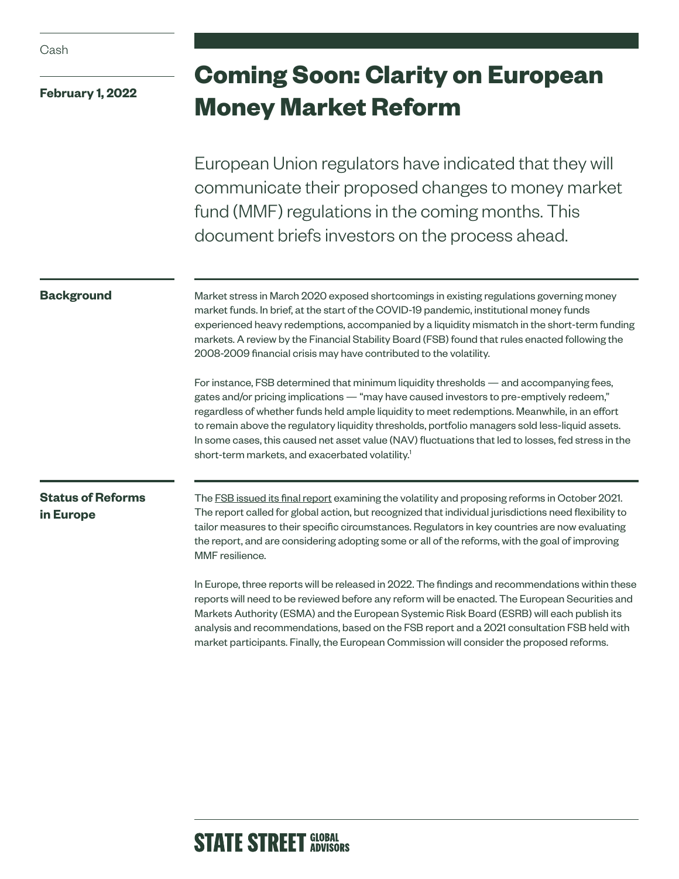Cash

**February 1, 2022**

# Coming Soon: Clarity on European Money Market Reform

European Union regulators have indicated that they will communicate their proposed changes to money market fund (MMF) regulations in the coming months. This document briefs investors on the process ahead.

## Background

Market stress in March 2020 exposed shortcomings in existing regulations governing money market funds. In brief, at the start of the COVID-19 pandemic, institutional money funds experienced heavy redemptions, accompanied by a liquidity mismatch in the short-term funding markets. A review by the Financial Stability Board (FSB) found that rules enacted following the 2008-2009 financial crisis may have contributed to the volatility.

For instance, FSB determined that minimum liquidity thresholds — and accompanying fees, gates and/or pricing implications — "may have caused investors to pre-emptively redeem," regardless of whether funds held ample liquidity to meet redemptions. Meanwhile, in an effort to remain above the regulatory liquidity thresholds, portfolio managers sold less-liquid assets. In some cases, this caused net asset value (NAV) fluctuations that led to losses, fed stress in the short-term markets, and exacerbated volatility.[1]

## Status of Reforms in Europe

The FSB issued its final report examining the volatility and proposing reforms in October 2021. The report called for global action, but recognized that individual jurisdictions need flexibility to tailor measures to their specific circumstances. Regulators in key countries are now evaluating the report, and are considering adopting some or all of the reforms, with the goal of improving MMF resilience.

In Europe, three reports will be released in 2022. The findings and recommendations within these reports will need to be reviewed before any reform will be enacted. The European Securities and Markets Authority (ESMA) and the European Systemic Risk Board (ESRB) will each publish its analysis and recommendations, based on the FSB report and a 2021 consultation FSB held with market participants. Finally, the European Commission will consider the proposed reforms.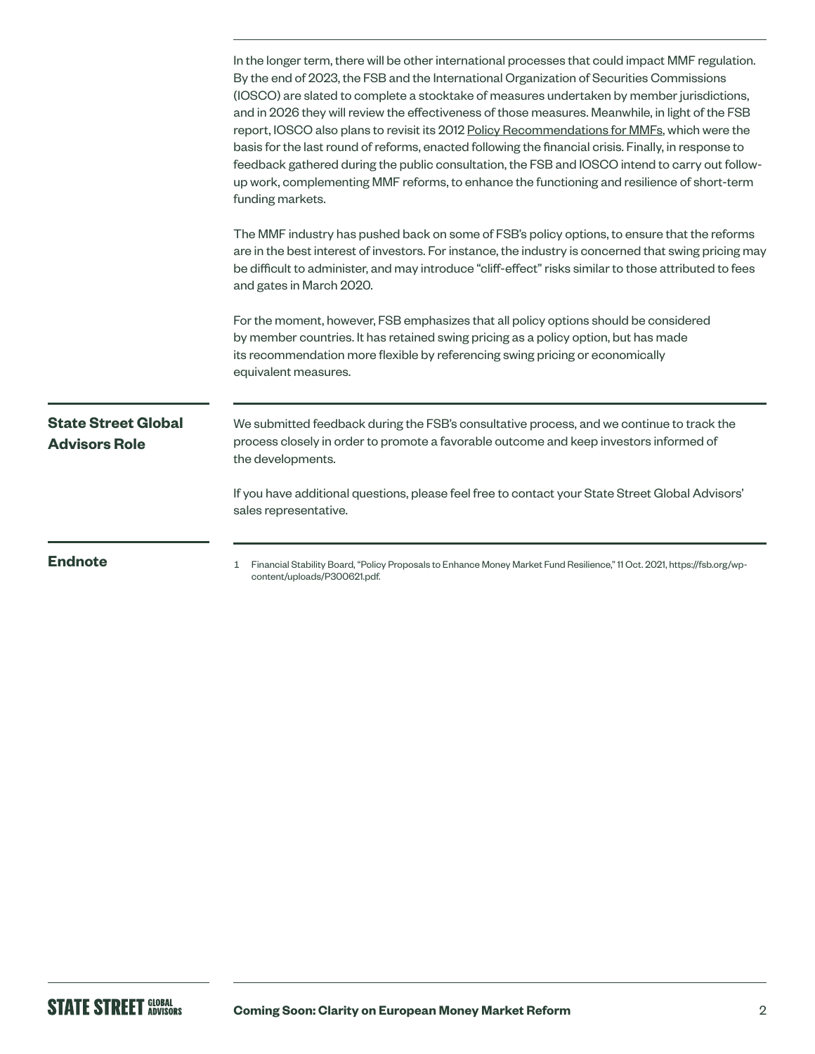In the longer term, there will be other international processes that could impact MMF regulation. By the end of 2023, the FSB and the International Organization of Securities Commissions (IOSCO) are slated to complete a stocktake of measures undertaken by member jurisdictions, and in 2026 they will review the effectiveness of those measures. Meanwhile, in light of the FSB report, IOSCO also plans to revisit its 2012 Policy Recommendations for MMFs, which were the basis for the last round of reforms, enacted following the financial crisis. Finally, in response to feedback gathered during the public consultation, the FSB and IOSCO intend to carry out follow-up work, complementing MMF reforms, to enhance the functioning and resilience of short-term funding markets.

The MMF industry has pushed back on some of FSB's policy options, to ensure that the reforms are in the best interest of investors. For instance, the industry is concerned that swing pricing may be difficult to administer, and may introduce "cliff-effect" risks similar to those attributed to fees and gates in March 2020.

For the moment, however, FSB emphasizes that all policy options should be considered by member countries. It has retained swing pricing as a policy option, but has made its recommendation more flexible by referencing swing pricing or economically equivalent measures.

## State Street Global Advisors Role

We submitted feedback during the FSB's consultative process, and we continue to track the process closely in order to promote a favorable outcome and keep investors informed of the developments.

If you have additional questions, please feel free to contact your State Street Global Advisors' sales representative.

## Endnote

1 Financial Stability Board, "Policy Proposals to Enhance Money Market Fund Resilience," 11 Oct. 2021, https://fsb.org/wp-content/uploads/P300621.pdf.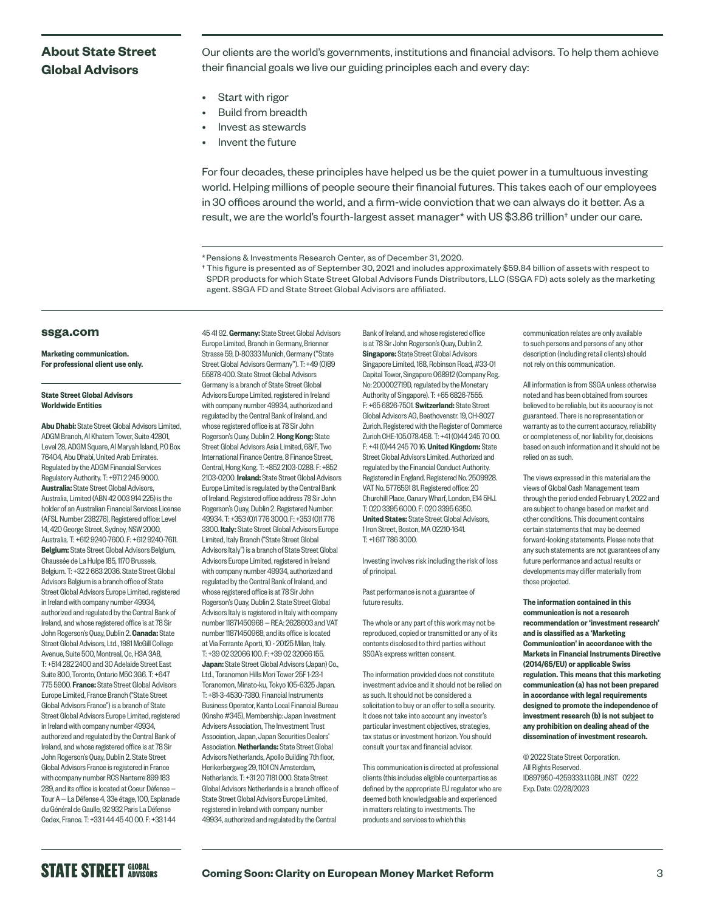## About State Street Global Advisors

Our clients are the world's governments, institutions and financial advisors. To help them achieve their financial goals we live our guiding principles each and every day:

- Start with rigor
- Build from breadth
- Invest as stewards
- Invent the future

For four decades, these principles have helped us be the quiet power in a tumultuous investing world. Helping millions of people secure their financial futures. This takes each of our employees in 30 offices around the world, and a firm-wide conviction that we can always do it better. As a result, we are the world's fourth-largest asset manager* with US $3.86 trillion† under our care.

* Pensions & Investments Research Center, as of December 31, 2020.
† This figure is presented as of September 30, 2021 and includes approximately $59.84 billion of assets with respect to SPDR products for which State Street Global Advisors Funds Distributors, LLC (SSGA FD) acts solely as the marketing agent. SSGA FD and State Street Global Advisors are affiliated.

**ssga.com**

**Marketing communication. For professional client use only.**

**State Street Global Advisors Worldwide Entities**

**Abu Dhabi:** State Street Global Advisors Limited, ADGM Branch, Al Khatem Tower, Suite 42801, Level 28, ADGM Square, Al Maryah Island, P.O Box 76404, Abu Dhabi, United Arab Emirates. Regulated by the ADGM Financial Services Regulatory Authority. T: +971 2 245 9000. **Australia:** State Street Global Advisors, Australia, Limited (ABN 42 003 914 225) is the holder of an Australian Financial Services License (AFSL Number 238276). Registered office: Level 14, 420 George Street, Sydney, NSW 2000, Australia. T: +612 9240-7600. F: +612 9240-7611. **Belgium:** State Street Global Advisors Belgium, Chaussée de La Hulpe 185, 1170 Brussels, Belgium. T: +32 2 663 2036. State Street Global Advisors Belgium is a branch office of State Street Global Advisors Europe Limited, registered in Ireland with company number 49934, authorized and regulated by the Central Bank of Ireland, and whose registered office is at 78 Sir John Rogerson's Quay, Dublin 2. **Canada:** State Street Global Advisors, Ltd., 1981 McGill College Avenue, Suite 500, Montreal, Qc, H3A 3A8, T: +514 282 2400 and 30 Adelaide Street East Suite 800, Toronto, Ontario M5C 3G6. T: +647 775 5900. **France:** State Street Global Advisors Europe Limited, France Branch ("State Street Global Advisors France") is a branch of State Street Global Advisors Europe Limited, registered in Ireland with company number 49934, authorized and regulated by the Central Bank of Ireland, and whose registered office is at 78 Sir John Rogerson's Quay, Dublin 2. State Street Global Advisors France is registered in France with company number RCS Nanterre 899 183 289, and its office is located at Coeur Défense — Tour A — La Défense 4, 33e étage, 100, Esplanade du Général de Gaulle, 92 932 Paris La Défense Cedex, France. T: +33 1 44 45 40 00. F: +33 1 44 45 41 92. **Germany:** State Street Global Advisors Europe Limited, Branch in Germany, Brienner Strasse 59, D-80333 Munich, Germany ("State Street Global Advisors Germany"). T: +49 (0)89 55878 400. State Street Global Advisors Germany is a branch of State Street Global Advisors Europe Limited, registered in Ireland with company number 49934, authorized and regulated by the Central Bank of Ireland, and whose registered office is at 78 Sir John Rogerson's Quay, Dublin 2. **Hong Kong:** State Street Global Advisors Asia Limited, 68/F, Two International Finance Centre, 8 Finance Street, Central, Hong Kong. T: +852 2103-0288. F: +852 2103-0200. **Ireland:** State Street Global Advisors Europe Limited is regulated by the Central Bank of Ireland. Registered office address 78 Sir John Rogerson's Quay, Dublin 2. Registered Number: 49934. T: +353 (0)1 776 3000. F: +353 (0)1 776 3300. **Italy:** State Street Global Advisors Europe Limited, Italy Branch ("State Street Global Advisors Italy") is a branch of State Street Global Advisors Europe Limited, registered in Ireland with company number 49934, authorized and regulated by the Central Bank of Ireland, and whose registered office is at 78 Sir John Rogerson's Quay, Dublin 2. State Street Global Advisors Italy is registered in Italy with company number 11871450968 — REA: 2628603 and VAT number 11871450968, and its office is located at Via Ferrante Aporti, 10 - 20125 Milan, Italy. T: +39 02 32066 100. F: +39 02 32066 155. **Japan:** State Street Global Advisors (Japan) Co., Ltd., Toranomon Hills Mori Tower 25F 1-23-1 Toranomon, Minato-ku, Tokyo 105-6325 Japan. T: +81-3-4530-7380. Financial Instruments Business Operator, Kanto Local Financial Bureau (Kinsho #345), Membership: Japan Investment Advisers Association, The Investment Trust Association, Japan, Japan Securities Dealers' Association. **Netherlands:** State Street Global Advisors Netherlands, Apollo Building 7th floor, Herikerbergweg 29, 1101 CN Amsterdam, Netherlands. T: +31 20 7181 000. State Street Global Advisors Netherlands is a branch office of State Street Global Advisors Europe Limited, registered in Ireland with company number 49934, authorized and regulated by the Central Bank of Ireland, and whose registered office is at 78 Sir John Rogerson's Quay, Dublin 2. **Singapore:** State Street Global Advisors Singapore Limited, 168, Robinson Road, #33-01 Capital Tower, Singapore 068912 (Company Reg. No: 200002719D, regulated by the Monetary Authority of Singapore). T: +65 6826-7555. F: +65 6826-7501. **Switzerland:** State Street Global Advisors AG, Beethovenstr. 19, CH-8027 Zurich. Registered with the Register of Commerce Zurich CHE-105.078.458. T: +41 (0)44 245 70 00. F: +41 (0)44 245 70 16. **United Kingdom:** State Street Global Advisors Limited. Authorized and regulated by the Financial Conduct Authority. Registered in England. Registered No. 2509928. VAT No. 5776591 81. Registered office: 20 Churchill Place, Canary Wharf, London, E14 5HJ. T: 020 3395 6000. F: 020 3395 6350. **United States:** State Street Global Advisors, 1 Iron Street, Boston, MA 02210-1641. T: +1 617 786 3000.

Investing involves risk including the risk of loss of principal.

Past performance is not a guarantee of future results.

The whole or any part of this work may not be reproduced, copied or transmitted or any of its contents disclosed to third parties without SSGA's express written consent.

The information provided does not constitute investment advice and it should not be relied on as such. It should not be considered a solicitation to buy or an offer to sell a security. It does not take into account any investor's particular investment objectives, strategies, tax status or investment horizon. You should consult your tax and financial advisor.

This communication is directed at professional clients (this includes eligible counterparties as defined by the appropriate EU regulator who are deemed both knowledgeable and experienced in matters relating to investments. The products and services to which this communication relates are only available to such persons and persons of any other description (including retail clients) should not rely on this communication.

All information is from SSGA unless otherwise noted and has been obtained from sources believed to be reliable, but its accuracy is not guaranteed. There is no representation or warranty as to the current accuracy, reliability or completeness of, nor liability for, decisions based on such information and it should not be relied on as such.

The views expressed in this material are the views of Global Cash Management team through the period ended February 1, 2022 and are subject to change based on market and other conditions. This document contains certain statements that may be deemed forward-looking statements. Please note that any such statements are not guarantees of any future performance and actual results or developments may differ materially from those projected.

**The information contained in this communication is not a research recommendation or 'investment research' and is classified as a 'Marketing Communication' in accordance with the Markets in Financial Instruments Directive (2014/65/EU) or applicable Swiss regulation. This means that this marketing communication (a) has not been prepared in accordance with legal requirements designed to promote the independence of investment research (b) is not subject to any prohibition on dealing ahead of the dissemination of investment research.**

© 2022 State Street Corporation.
All Rights Reserved.
ID897950-4259333.1.1.GBL.INST 0222
Exp. Date: 02/28/2023